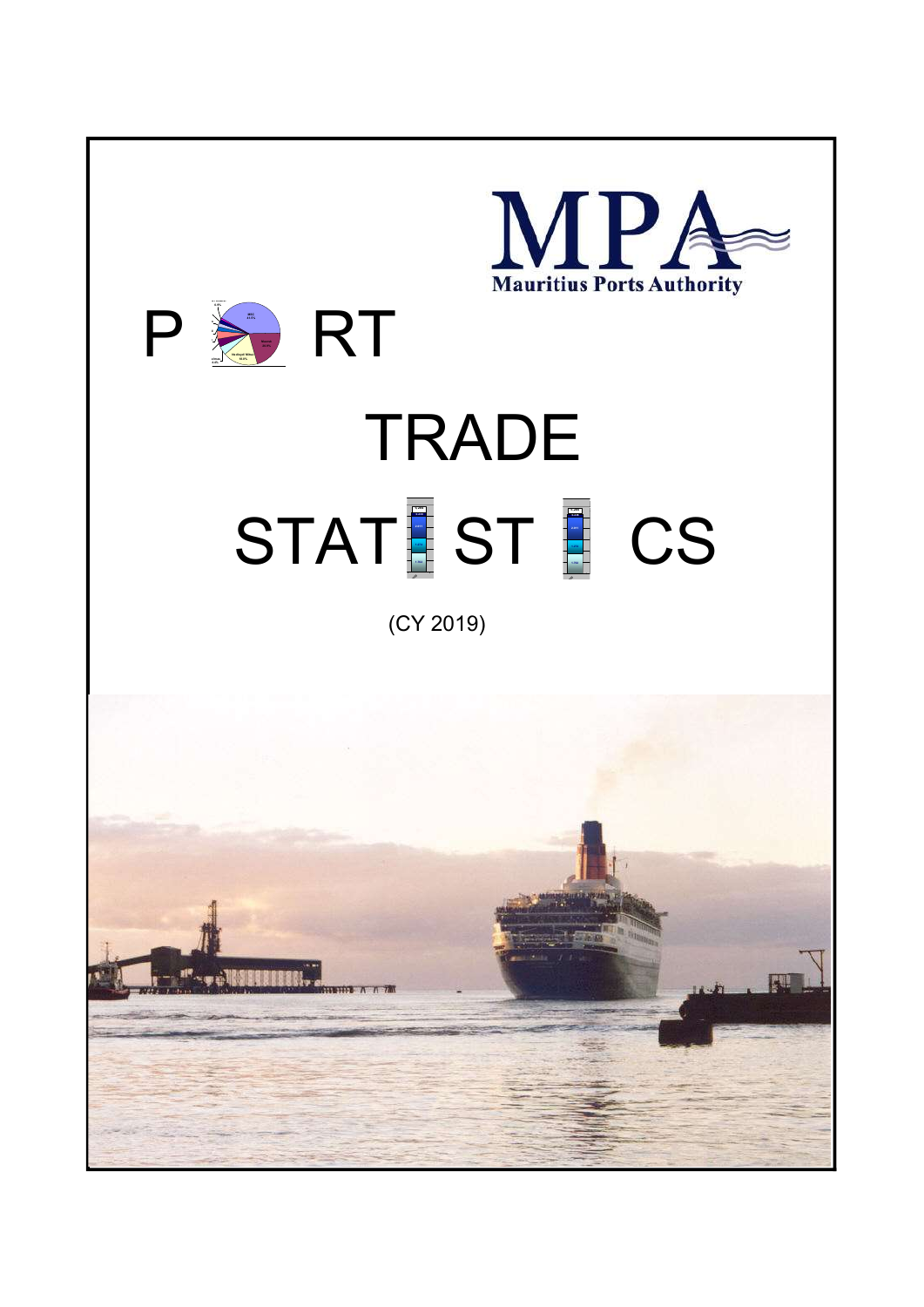**Mauritius Ports Authority**

# PORT TRADE STATISTICS

(CY 2019)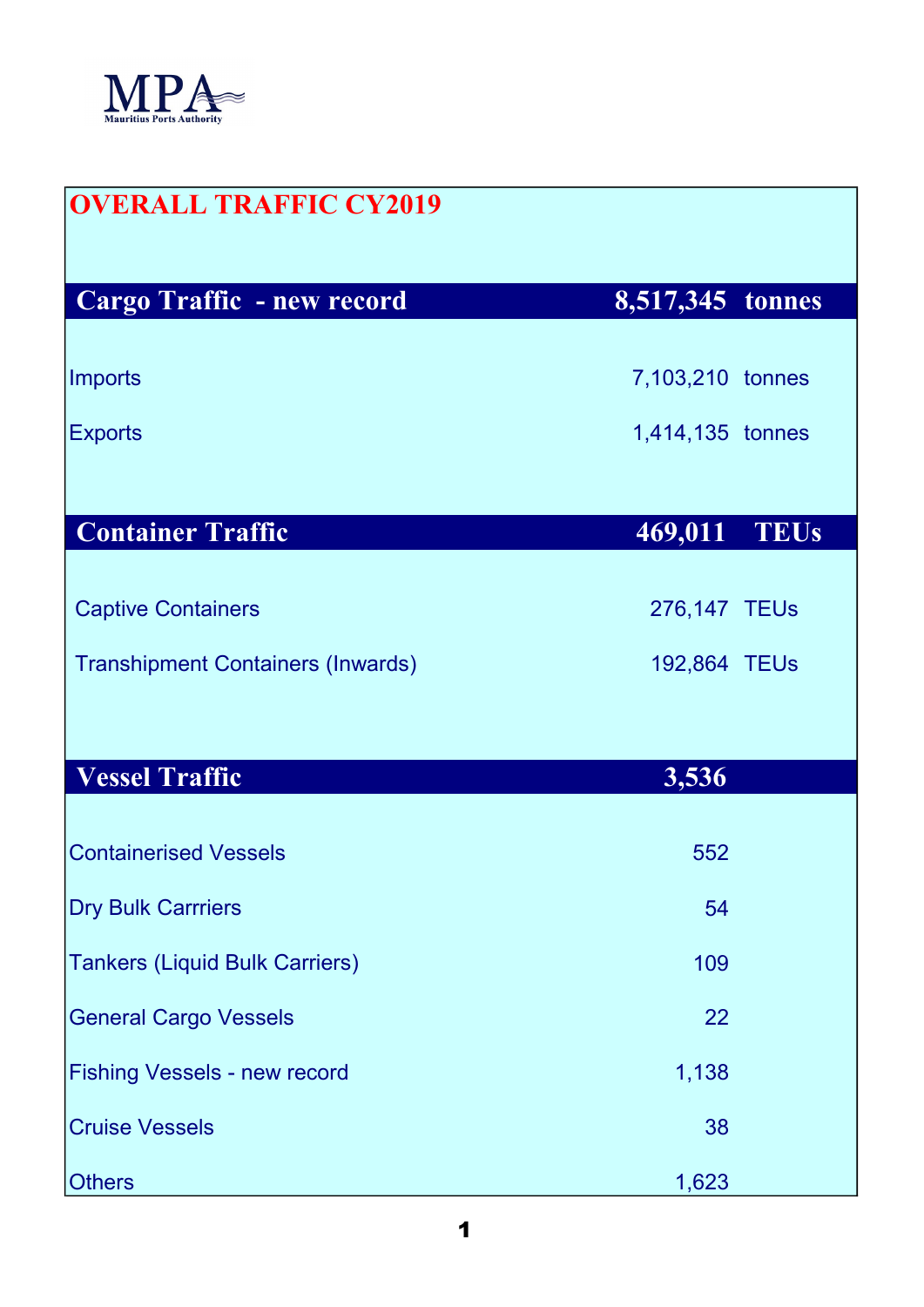MPA
Mauritius Ports Authority

# OVERALL TRAFFIC CY2019

| | | |
|---|---|---|
| **Cargo Traffic - new record** | **8,517,345** | **tonnes** |
| Imports | 7,103,210 | tonnes |
| Exports | 1,414,135 | tonnes |
| **Container Traffic** | **469,011** | **TEUs** |
| Captive Containers | 276,147 | TEUs |
| Transhipment Containers (Inwards) | 192,864 | TEUs |
| **Vessel Traffic** | **3,536** | |
| Containerised Vessels | 552 | |
| Dry Bulk Carrriers | 54 | |
| Tankers (Liquid Bulk Carriers) | 109 | |
| General Cargo Vessels | 22 | |
| Fishing Vessels - new record | 1,138 | |
| Cruise Vessels | 38 | |
| Others | 1,623 | |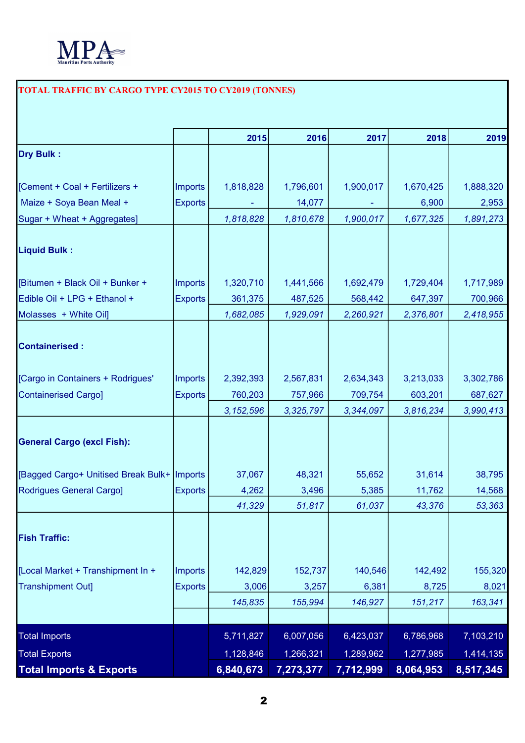MPA
Mauritius Ports Authority

## TOTAL TRAFFIC BY CARGO TYPE CY2015 TO CY2019 (TONNES)

| | | 2015 | 2016 | 2017 | 2018 | 2019 |
|---|---|---|---|---|---|---|
| **Dry Bulk :** | | | | | | |
| [Cement + Coal + Fertilizers + | Imports | 1,818,828 | 1,796,601 | 1,900,017 | 1,670,425 | 1,888,320 |
| Maize + Soya Bean Meal + | Exports | - | 14,077 | - | 6,900 | 2,953 |
| Sugar + Wheat + Aggregates] | | *1,818,828* | *1,810,678* | *1,900,017* | *1,677,325* | *1,891,273* |
| **Liquid Bulk :** | | | | | | |
| [Bitumen + Black Oil + Bunker + | Imports | 1,320,710 | 1,441,566 | 1,692,479 | 1,729,404 | 1,717,989 |
| Edible Oil + LPG + Ethanol + | Exports | 361,375 | 487,525 | 568,442 | 647,397 | 700,966 |
| Molasses + White Oil] | | *1,682,085* | *1,929,091* | *2,260,921* | *2,376,801* | *2,418,955* |
| **Containerised :** | | | | | | |
| [Cargo in Containers + Rodrigues' | Imports | 2,392,393 | 2,567,831 | 2,634,343 | 3,213,033 | 3,302,786 |
| Containerised Cargo] | Exports | 760,203 | 757,966 | 709,754 | 603,201 | 687,627 |
| | | *3,152,596* | *3,325,797* | *3,344,097* | *3,816,234* | *3,990,413* |
| **General Cargo (excl Fish):** | | | | | | |
| [Bagged Cargo+ Unitised Break Bulk+ | Imports | 37,067 | 48,321 | 55,652 | 31,614 | 38,795 |
| Rodrigues General Cargo] | Exports | 4,262 | 3,496 | 5,385 | 11,762 | 14,568 |
| | | *41,329* | *51,817* | *61,037* | *43,376* | *53,363* |
| **Fish Traffic:** | | | | | | |
| [Local Market + Transhipment In + | Imports | 142,829 | 152,737 | 140,546 | 142,492 | 155,320 |
| Transhipment Out] | Exports | 3,006 | 3,257 | 6,381 | 8,725 | 8,021 |
| | | *145,835* | *155,994* | *146,927* | *151,217* | *163,341* |
| Total Imports | | 5,711,827 | 6,007,056 | 6,423,037 | 6,786,968 | 7,103,210 |
| Total Exports | | 1,128,846 | 1,266,321 | 1,289,962 | 1,277,985 | 1,414,135 |
| **Total Imports & Exports** | | **6,840,673** | **7,273,377** | **7,712,999** | **8,064,953** | **8,517,345** |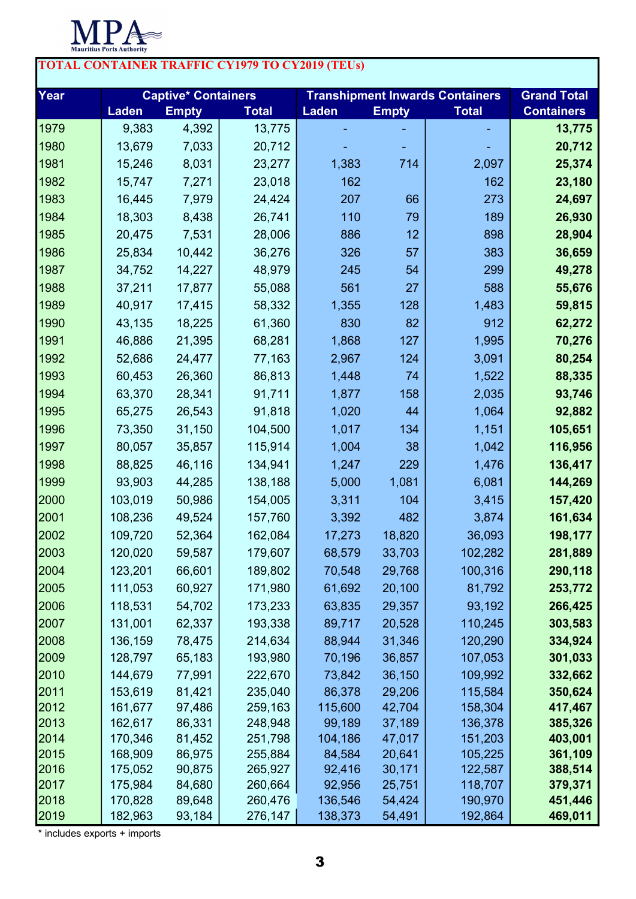MPA
Mauritius Ports Authority

# TOTAL CONTAINER TRAFFIC CY1979 TO CY2019 (TEUs)

| Year | Captive* Containers | | | Transhipment Inwards Containers | | | Grand Total |
|---|---|---|---|---|---|---|---|
| | Laden | Empty | Total | Laden | Empty | Total | Containers |
| 1979 | 9,383 | 4,392 | 13,775 | - | - | - | **13,775** |
| 1980 | 13,679 | 7,033 | 20,712 | - | - | - | **20,712** |
| 1981 | 15,246 | 8,031 | 23,277 | 1,383 | 714 | 2,097 | **25,374** |
| 1982 | 15,747 | 7,271 | 23,018 | 162 | | 162 | **23,180** |
| 1983 | 16,445 | 7,979 | 24,424 | 207 | 66 | 273 | **24,697** |
| 1984 | 18,303 | 8,438 | 26,741 | 110 | 79 | 189 | **26,930** |
| 1985 | 20,475 | 7,531 | 28,006 | 886 | 12 | 898 | **28,904** |
| 1986 | 25,834 | 10,442 | 36,276 | 326 | 57 | 383 | **36,659** |
| 1987 | 34,752 | 14,227 | 48,979 | 245 | 54 | 299 | **49,278** |
| 1988 | 37,211 | 17,877 | 55,088 | 561 | 27 | 588 | **55,676** |
| 1989 | 40,917 | 17,415 | 58,332 | 1,355 | 128 | 1,483 | **59,815** |
| 1990 | 43,135 | 18,225 | 61,360 | 830 | 82 | 912 | **62,272** |
| 1991 | 46,886 | 21,395 | 68,281 | 1,868 | 127 | 1,995 | **70,276** |
| 1992 | 52,686 | 24,477 | 77,163 | 2,967 | 124 | 3,091 | **80,254** |
| 1993 | 60,453 | 26,360 | 86,813 | 1,448 | 74 | 1,522 | **88,335** |
| 1994 | 63,370 | 28,341 | 91,711 | 1,877 | 158 | 2,035 | **93,746** |
| 1995 | 65,275 | 26,543 | 91,818 | 1,020 | 44 | 1,064 | **92,882** |
| 1996 | 73,350 | 31,150 | 104,500 | 1,017 | 134 | 1,151 | **105,651** |
| 1997 | 80,057 | 35,857 | 115,914 | 1,004 | 38 | 1,042 | **116,956** |
| 1998 | 88,825 | 46,116 | 134,941 | 1,247 | 229 | 1,476 | **136,417** |
| 1999 | 93,903 | 44,285 | 138,188 | 5,000 | 1,081 | 6,081 | **144,269** |
| 2000 | 103,019 | 50,986 | 154,005 | 3,311 | 104 | 3,415 | **157,420** |
| 2001 | 108,236 | 49,524 | 157,760 | 3,392 | 482 | 3,874 | **161,634** |
| 2002 | 109,720 | 52,364 | 162,084 | 17,273 | 18,820 | 36,093 | **198,177** |
| 2003 | 120,020 | 59,587 | 179,607 | 68,579 | 33,703 | 102,282 | **281,889** |
| 2004 | 123,201 | 66,601 | 189,802 | 70,548 | 29,768 | 100,316 | **290,118** |
| 2005 | 111,053 | 60,927 | 171,980 | 61,692 | 20,100 | 81,792 | **253,772** |
| 2006 | 118,531 | 54,702 | 173,233 | 63,835 | 29,357 | 93,192 | **266,425** |
| 2007 | 131,001 | 62,337 | 193,338 | 89,717 | 20,528 | 110,245 | **303,583** |
| 2008 | 136,159 | 78,475 | 214,634 | 88,944 | 31,346 | 120,290 | **334,924** |
| 2009 | 128,797 | 65,183 | 193,980 | 70,196 | 36,857 | 107,053 | **301,033** |
| 2010 | 144,679 | 77,991 | 222,670 | 73,842 | 36,150 | 109,992 | **332,662** |
| 2011 | 153,619 | 81,421 | 235,040 | 86,378 | 29,206 | 115,584 | **350,624** |
| 2012 | 161,677 | 97,486 | 259,163 | 115,600 | 42,704 | 158,304 | **417,467** |
| 2013 | 162,617 | 86,331 | 248,948 | 99,189 | 37,189 | 136,378 | **385,326** |
| 2014 | 170,346 | 81,452 | 251,798 | 104,186 | 47,017 | 151,203 | **403,001** |
| 2015 | 168,909 | 86,975 | 255,884 | 84,584 | 20,641 | 105,225 | **361,109** |
| 2016 | 175,052 | 90,875 | 265,927 | 92,416 | 30,171 | 122,587 | **388,514** |
| 2017 | 175,984 | 84,680 | 260,664 | 92,956 | 25,751 | 118,707 | **379,371** |
| 2018 | 170,828 | 89,648 | 260,476 | 136,546 | 54,424 | 190,970 | **451,446** |
| 2019 | 182,963 | 93,184 | 276,147 | 138,373 | 54,491 | 192,864 | **469,011** |

* includes exports + imports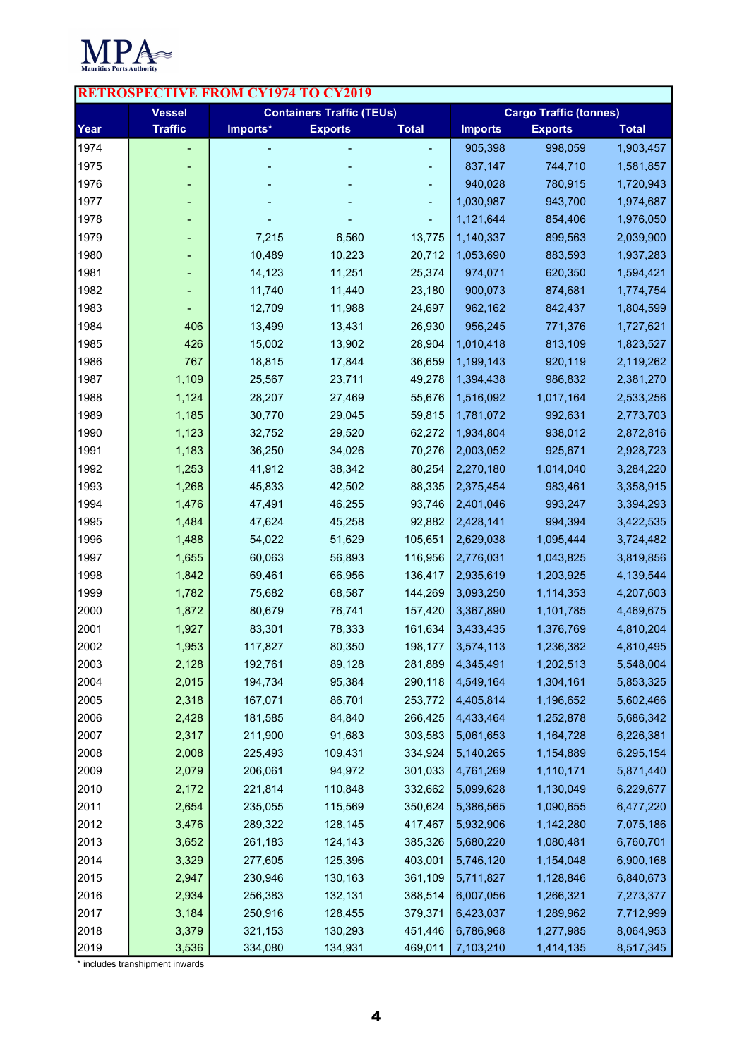MPA
Mauritius Ports Authority

# RETROSPECTIVE FROM CY1974 TO CY2019

| Year | Vessel Traffic | Containers Traffic (TEUs) | | | Cargo Traffic (tonnes) | | |
|---|---|---|---|---|---|---|---|
| | | Imports* | Exports | Total | Imports | Exports | Total |
| 1974 | - | - | - | - | 905,398 | 998,059 | 1,903,457 |
| 1975 | - | - | - | - | 837,147 | 744,710 | 1,581,857 |
| 1976 | - | - | - | - | 940,028 | 780,915 | 1,720,943 |
| 1977 | - | - | - | - | 1,030,987 | 943,700 | 1,974,687 |
| 1978 | - | - | - | - | 1,121,644 | 854,406 | 1,976,050 |
| 1979 | - | 7,215 | 6,560 | 13,775 | 1,140,337 | 899,563 | 2,039,900 |
| 1980 | - | 10,489 | 10,223 | 20,712 | 1,053,690 | 883,593 | 1,937,283 |
| 1981 | - | 14,123 | 11,251 | 25,374 | 974,071 | 620,350 | 1,594,421 |
| 1982 | - | 11,740 | 11,440 | 23,180 | 900,073 | 874,681 | 1,774,754 |
| 1983 | - | 12,709 | 11,988 | 24,697 | 962,162 | 842,437 | 1,804,599 |
| 1984 | 406 | 13,499 | 13,431 | 26,930 | 956,245 | 771,376 | 1,727,621 |
| 1985 | 426 | 15,002 | 13,902 | 28,904 | 1,010,418 | 813,109 | 1,823,527 |
| 1986 | 767 | 18,815 | 17,844 | 36,659 | 1,199,143 | 920,119 | 2,119,262 |
| 1987 | 1,109 | 25,567 | 23,711 | 49,278 | 1,394,438 | 986,832 | 2,381,270 |
| 1988 | 1,124 | 28,207 | 27,469 | 55,676 | 1,516,092 | 1,017,164 | 2,533,256 |
| 1989 | 1,185 | 30,770 | 29,045 | 59,815 | 1,781,072 | 992,631 | 2,773,703 |
| 1990 | 1,123 | 32,752 | 29,520 | 62,272 | 1,934,804 | 938,012 | 2,872,816 |
| 1991 | 1,183 | 36,250 | 34,026 | 70,276 | 2,003,052 | 925,671 | 2,928,723 |
| 1992 | 1,253 | 41,912 | 38,342 | 80,254 | 2,270,180 | 1,014,040 | 3,284,220 |
| 1993 | 1,268 | 45,833 | 42,502 | 88,335 | 2,375,454 | 983,461 | 3,358,915 |
| 1994 | 1,476 | 47,491 | 46,255 | 93,746 | 2,401,046 | 993,247 | 3,394,293 |
| 1995 | 1,484 | 47,624 | 45,258 | 92,882 | 2,428,141 | 994,394 | 3,422,535 |
| 1996 | 1,488 | 54,022 | 51,629 | 105,651 | 2,629,038 | 1,095,444 | 3,724,482 |
| 1997 | 1,655 | 60,063 | 56,893 | 116,956 | 2,776,031 | 1,043,825 | 3,819,856 |
| 1998 | 1,842 | 69,461 | 66,956 | 136,417 | 2,935,619 | 1,203,925 | 4,139,544 |
| 1999 | 1,782 | 75,682 | 68,587 | 144,269 | 3,093,250 | 1,114,353 | 4,207,603 |
| 2000 | 1,872 | 80,679 | 76,741 | 157,420 | 3,367,890 | 1,101,785 | 4,469,675 |
| 2001 | 1,927 | 83,301 | 78,333 | 161,634 | 3,433,435 | 1,376,769 | 4,810,204 |
| 2002 | 1,953 | 117,827 | 80,350 | 198,177 | 3,574,113 | 1,236,382 | 4,810,495 |
| 2003 | 2,128 | 192,761 | 89,128 | 281,889 | 4,345,491 | 1,202,513 | 5,548,004 |
| 2004 | 2,015 | 194,734 | 95,384 | 290,118 | 4,549,164 | 1,304,161 | 5,853,325 |
| 2005 | 2,318 | 167,071 | 86,701 | 253,772 | 4,405,814 | 1,196,652 | 5,602,466 |
| 2006 | 2,428 | 181,585 | 84,840 | 266,425 | 4,433,464 | 1,252,878 | 5,686,342 |
| 2007 | 2,317 | 211,900 | 91,683 | 303,583 | 5,061,653 | 1,164,728 | 6,226,381 |
| 2008 | 2,008 | 225,493 | 109,431 | 334,924 | 5,140,265 | 1,154,889 | 6,295,154 |
| 2009 | 2,079 | 206,061 | 94,972 | 301,033 | 4,761,269 | 1,110,171 | 5,871,440 |
| 2010 | 2,172 | 221,814 | 110,848 | 332,662 | 5,099,628 | 1,130,049 | 6,229,677 |
| 2011 | 2,654 | 235,055 | 115,569 | 350,624 | 5,386,565 | 1,090,655 | 6,477,220 |
| 2012 | 3,476 | 289,322 | 128,145 | 417,467 | 5,932,906 | 1,142,280 | 7,075,186 |
| 2013 | 3,652 | 261,183 | 124,143 | 385,326 | 5,680,220 | 1,080,481 | 6,760,701 |
| 2014 | 3,329 | 277,605 | 125,396 | 403,001 | 5,746,120 | 1,154,048 | 6,900,168 |
| 2015 | 2,947 | 230,946 | 130,163 | 361,109 | 5,711,827 | 1,128,846 | 6,840,673 |
| 2016 | 2,934 | 256,383 | 132,131 | 388,514 | 6,007,056 | 1,266,321 | 7,273,377 |
| 2017 | 3,184 | 250,916 | 128,455 | 379,371 | 6,423,037 | 1,289,962 | 7,712,999 |
| 2018 | 3,379 | 321,153 | 130,293 | 451,446 | 6,786,968 | 1,277,985 | 8,064,953 |
| 2019 | 3,536 | 334,080 | 134,931 | 469,011 | 7,103,210 | 1,414,135 | 8,517,345 |

\* includes transhipment inwards